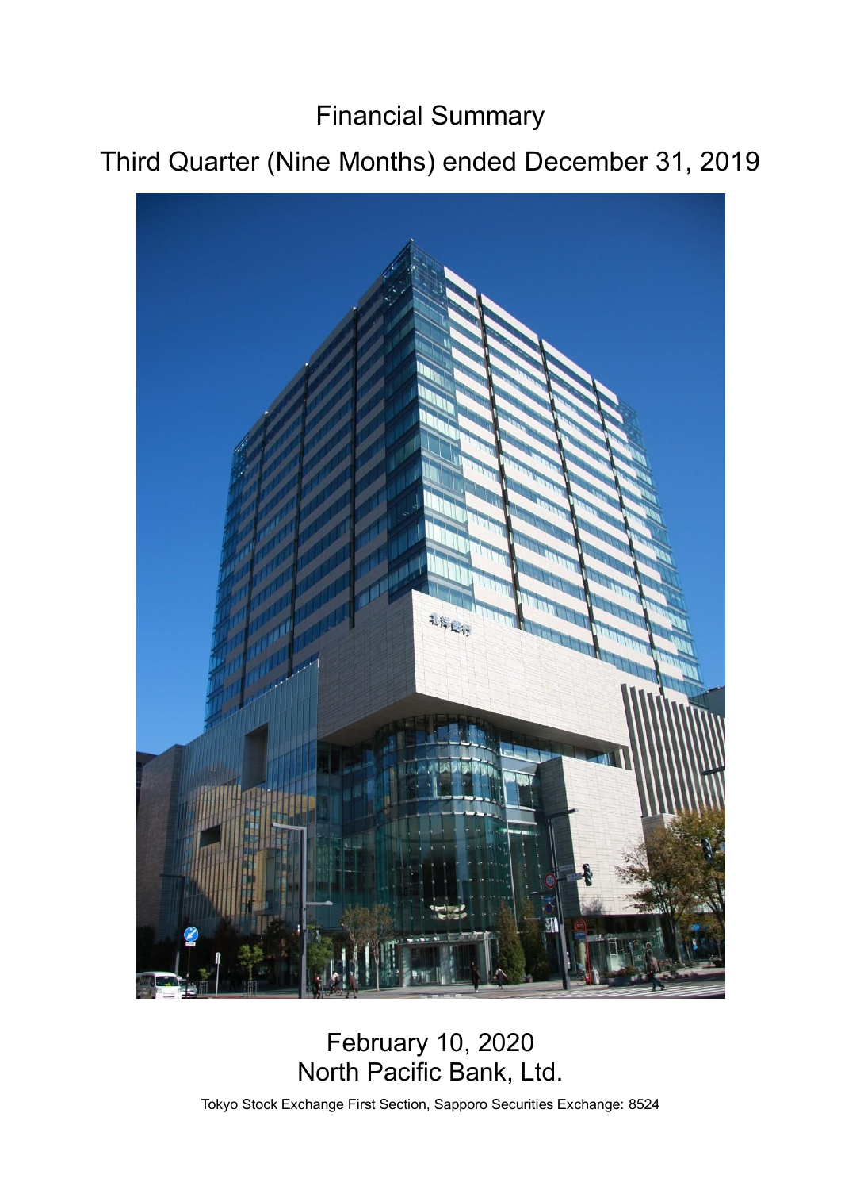# Financial Summary

## Third Quarter (Nine Months) ended December 31, 2019

February 10, 2020
North Pacific Bank, Ltd.

Tokyo Stock Exchange First Section, Sapporo Securities Exchange: 8524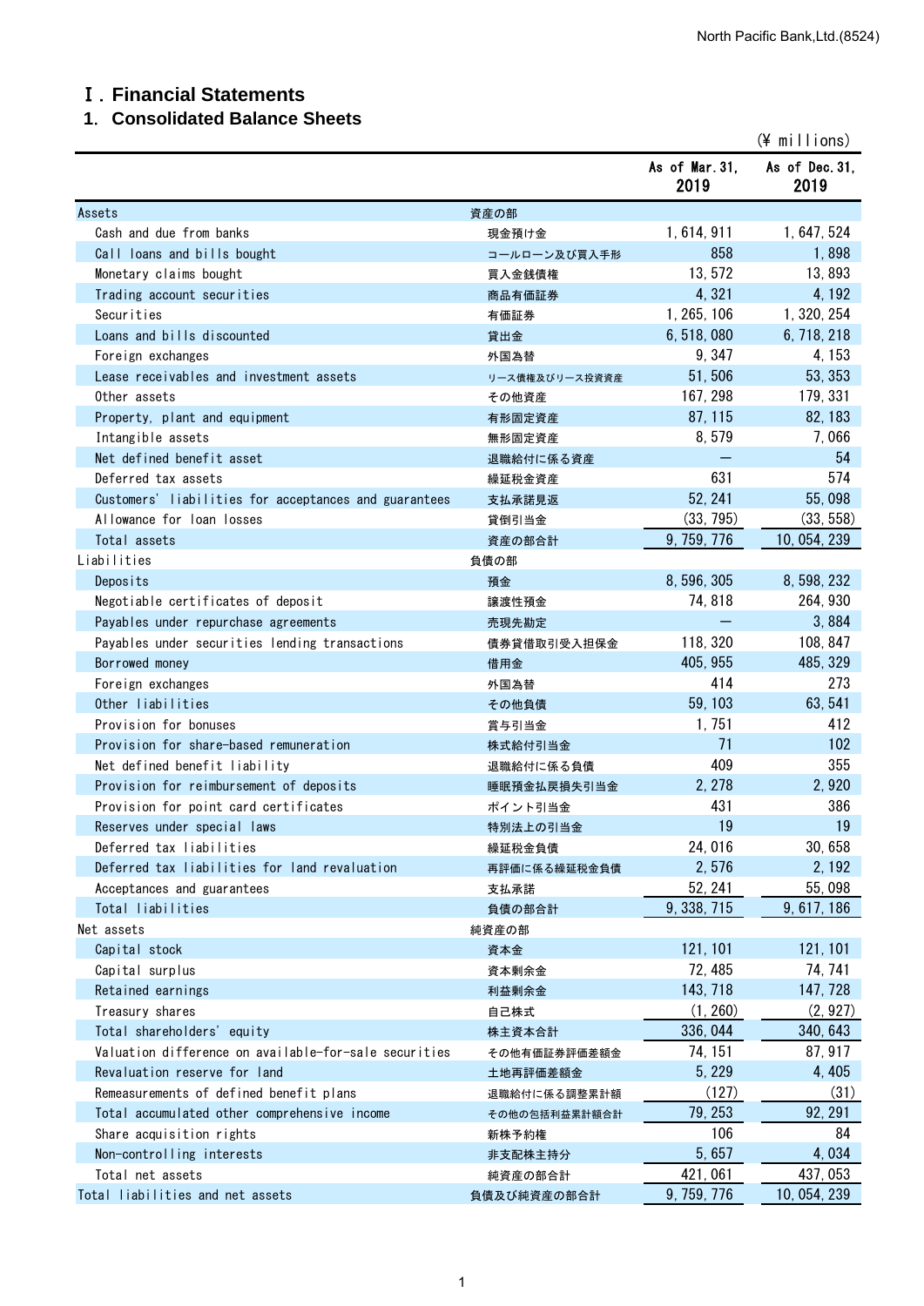# Ⅰ. Financial Statements

## 1. Consolidated Balance Sheets

(¥ millions)

| | | As of Mar.31, 2019 | As of Dec.31, 2019 |
|---|---|---|---|
| Assets | 資産の部 | | |
| Cash and due from banks | 現金預け金 | 1,614,911 | 1,647,524 |
| Call loans and bills bought | コールローン及び買入手形 | 858 | 1,898 |
| Monetary claims bought | 買入金銭債権 | 13,572 | 13,893 |
| Trading account securities | 商品有価証券 | 4,321 | 4,192 |
| Securities | 有価証券 | 1,265,106 | 1,320,254 |
| Loans and bills discounted | 貸出金 | 6,518,080 | 6,718,218 |
| Foreign exchanges | 外国為替 | 9,347 | 4,153 |
| Lease receivables and investment assets | リース債権及びリース投資資産 | 51,506 | 53,353 |
| Other assets | その他資産 | 167,298 | 179,331 |
| Property, plant and equipment | 有形固定資産 | 87,115 | 82,183 |
| Intangible assets | 無形固定資産 | 8,579 | 7,066 |
| Net defined benefit asset | 退職給付に係る資産 | ― | 54 |
| Deferred tax assets | 繰延税金資産 | 631 | 574 |
| Customers' liabilities for acceptances and guarantees | 支払承諾見返 | 52,241 | 55,098 |
| Allowance for loan losses | 貸倒引当金 | (33,795) | (33,558) |
| Total assets | 資産の部合計 | 9,759,776 | 10,054,239 |
| Liabilities | 負債の部 | | |
| Deposits | 預金 | 8,596,305 | 8,598,232 |
| Negotiable certificates of deposit | 譲渡性預金 | 74,818 | 264,930 |
| Payables under repurchase agreements | 売現先勘定 | ― | 3,884 |
| Payables under securities lending transactions | 債券貸借取引受入担保金 | 118,320 | 108,847 |
| Borrowed money | 借用金 | 405,955 | 485,329 |
| Foreign exchanges | 外国為替 | 414 | 273 |
| Other liabilities | その他負債 | 59,103 | 63,541 |
| Provision for bonuses | 賞与引当金 | 1,751 | 412 |
| Provision for share-based remuneration | 株式給付引当金 | 71 | 102 |
| Net defined benefit liability | 退職給付に係る負債 | 409 | 355 |
| Provision for reimbursement of deposits | 睡眠預金払戻損失引当金 | 2,278 | 2,920 |
| Provision for point card certificates | ポイント引当金 | 431 | 386 |
| Reserves under special laws | 特別法上の引当金 | 19 | 19 |
| Deferred tax liabilities | 繰延税金負債 | 24,016 | 30,658 |
| Deferred tax liabilities for land revaluation | 再評価に係る繰延税金負債 | 2,576 | 2,192 |
| Acceptances and guarantees | 支払承諾 | 52,241 | 55,098 |
| Total liabilities | 負債の部合計 | 9,338,715 | 9,617,186 |
| Net assets | 純資産の部 | | |
| Capital stock | 資本金 | 121,101 | 121,101 |
| Capital surplus | 資本剰余金 | 72,485 | 74,741 |
| Retained earnings | 利益剰余金 | 143,718 | 147,728 |
| Treasury shares | 自己株式 | (1,260) | (2,927) |
| Total shareholders' equity | 株主資本合計 | 336,044 | 340,643 |
| Valuation difference on available-for-sale securities | その他有価証券評価差額金 | 74,151 | 87,917 |
| Revaluation reserve for land | 土地再評価差額金 | 5,229 | 4,405 |
| Remeasurements of defined benefit plans | 退職給付に係る調整累計額 | (127) | (31) |
| Total accumulated other comprehensive income | その他の包括利益累計額合計 | 79,253 | 92,291 |
| Share acquisition rights | 新株予約権 | 106 | 84 |
| Non-controlling interests | 非支配株主持分 | 5,657 | 4,034 |
| Total net assets | 純資産の部合計 | 421,061 | 437,053 |
| Total liabilities and net assets | 負債及び純資産の部合計 | 9,759,776 | 10,054,239 |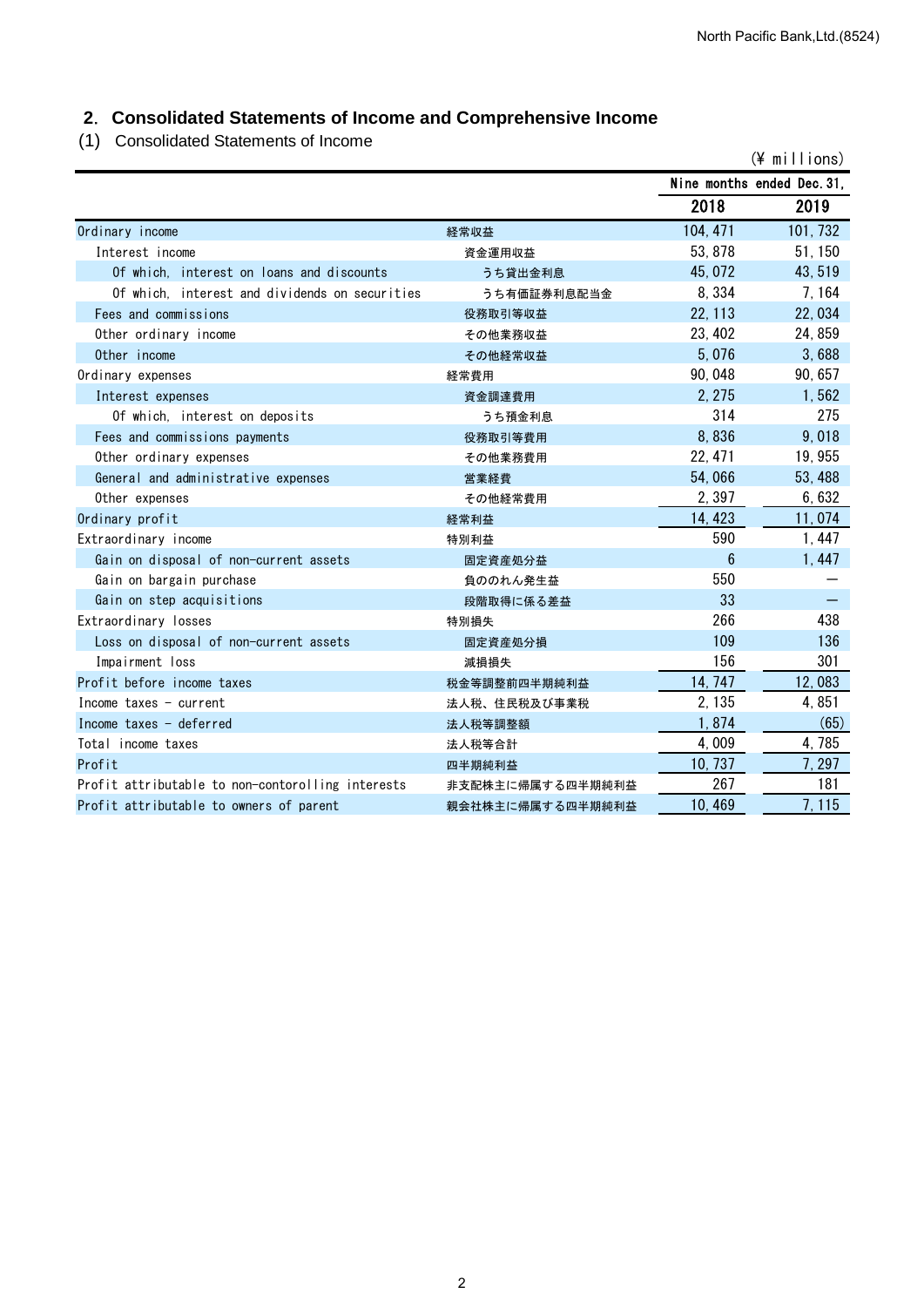## 2. Consolidated Statements of Income and Comprehensive Income

### (1) Consolidated Statements of Income

(¥ millions)

| | | Nine months ended Dec. 31, | |
|---|---|---|---|
| | | 2018 | 2019 |
| Ordinary income | 経常収益 | 104,471 | 101,732 |
| Interest income | 資金運用収益 | 53,878 | 51,150 |
| Of which, interest on loans and discounts | うち貸出金利息 | 45,072 | 43,519 |
| Of which, interest and dividends on securities | うち有価証券利息配当金 | 8,334 | 7,164 |
| Fees and commissions | 役務取引等収益 | 22,113 | 22,034 |
| Other ordinary income | その他業務収益 | 23,402 | 24,859 |
| Other income | その他経常収益 | 5,076 | 3,688 |
| Ordinary expenses | 経常費用 | 90,048 | 90,657 |
| Interest expenses | 資金調達費用 | 2,275 | 1,562 |
| Of which, interest on deposits | うち預金利息 | 314 | 275 |
| Fees and commissions payments | 役務取引等費用 | 8,836 | 9,018 |
| Other ordinary expenses | その他業務費用 | 22,471 | 19,955 |
| General and administrative expenses | 営業経費 | 54,066 | 53,488 |
| Other expenses | その他経常費用 | 2,397 | 6,632 |
| Ordinary profit | 経常利益 | 14,423 | 11,074 |
| Extraordinary income | 特別利益 | 590 | 1,447 |
| Gain on disposal of non-current assets | 固定資産処分益 | 6 | 1,447 |
| Gain on bargain purchase | 負ののれん発生益 | 550 | — |
| Gain on step acquisitions | 段階取得に係る差益 | 33 | — |
| Extraordinary losses | 特別損失 | 266 | 438 |
| Loss on disposal of non-current assets | 固定資産処分損 | 109 | 136 |
| Impairment loss | 減損損失 | 156 | 301 |
| Profit before income taxes | 税金等調整前四半期純利益 | 14,747 | 12,083 |
| Income taxes - current | 法人税、住民税及び事業税 | 2,135 | 4,851 |
| Income taxes - deferred | 法人税等調整額 | 1,874 | (65) |
| Total income taxes | 法人税等合計 | 4,009 | 4,785 |
| Profit | 四半期純利益 | 10,737 | 7,297 |
| Profit attributable to non-contorolling interests | 非支配株主に帰属する四半期純利益 | 267 | 181 |
| Profit attributable to owners of parent | 親会社株主に帰属する四半期純利益 | 10,469 | 7,115 |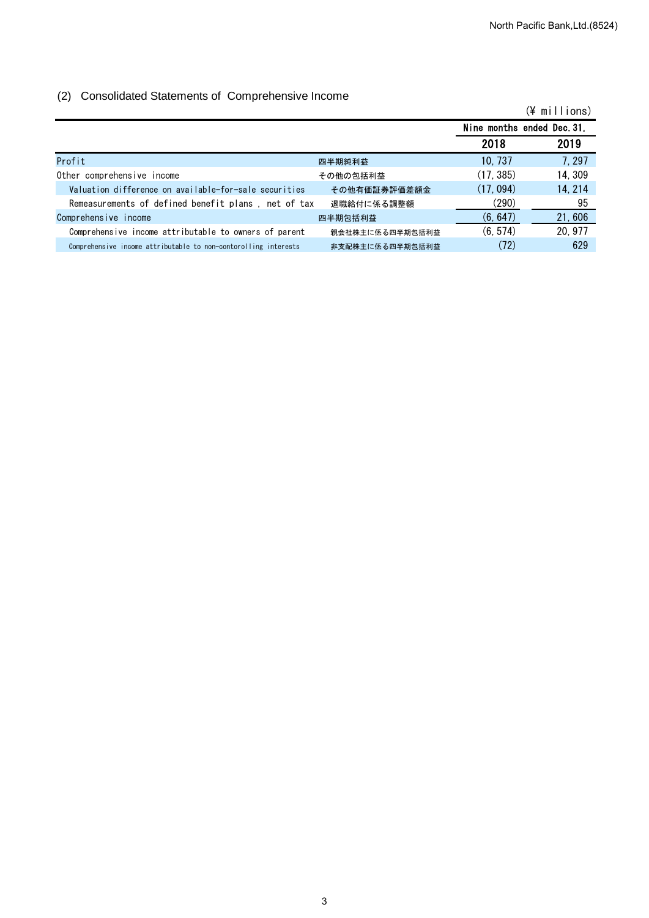## (2) Consolidated Statements of Comprehensive Income

(¥ millions)

| | | Nine months ended Dec. 31, | |
|---|---|---|---|
| | | 2018 | 2019 |
| Profit | 四半期純利益 | 10, 737 | 7, 297 |
| Other comprehensive income | その他の包括利益 | (17, 385) | 14, 309 |
| Valuation difference on available-for-sale securities | その他有価証券評価差額金 | (17, 094) | 14, 214 |
| Remeasurements of defined benefit plans , net of tax | 退職給付に係る調整額 | (290) | 95 |
| Comprehensive income | 四半期包括利益 | (6, 647) | 21, 606 |
| Comprehensive income attributable to owners of parent | 親会社株主に係る四半期包括利益 | (6, 574) | 20, 977 |
| Comprehensive income attributable to non-contorolling interests | 非支配株主に係る四半期包括利益 | (72) | 629 |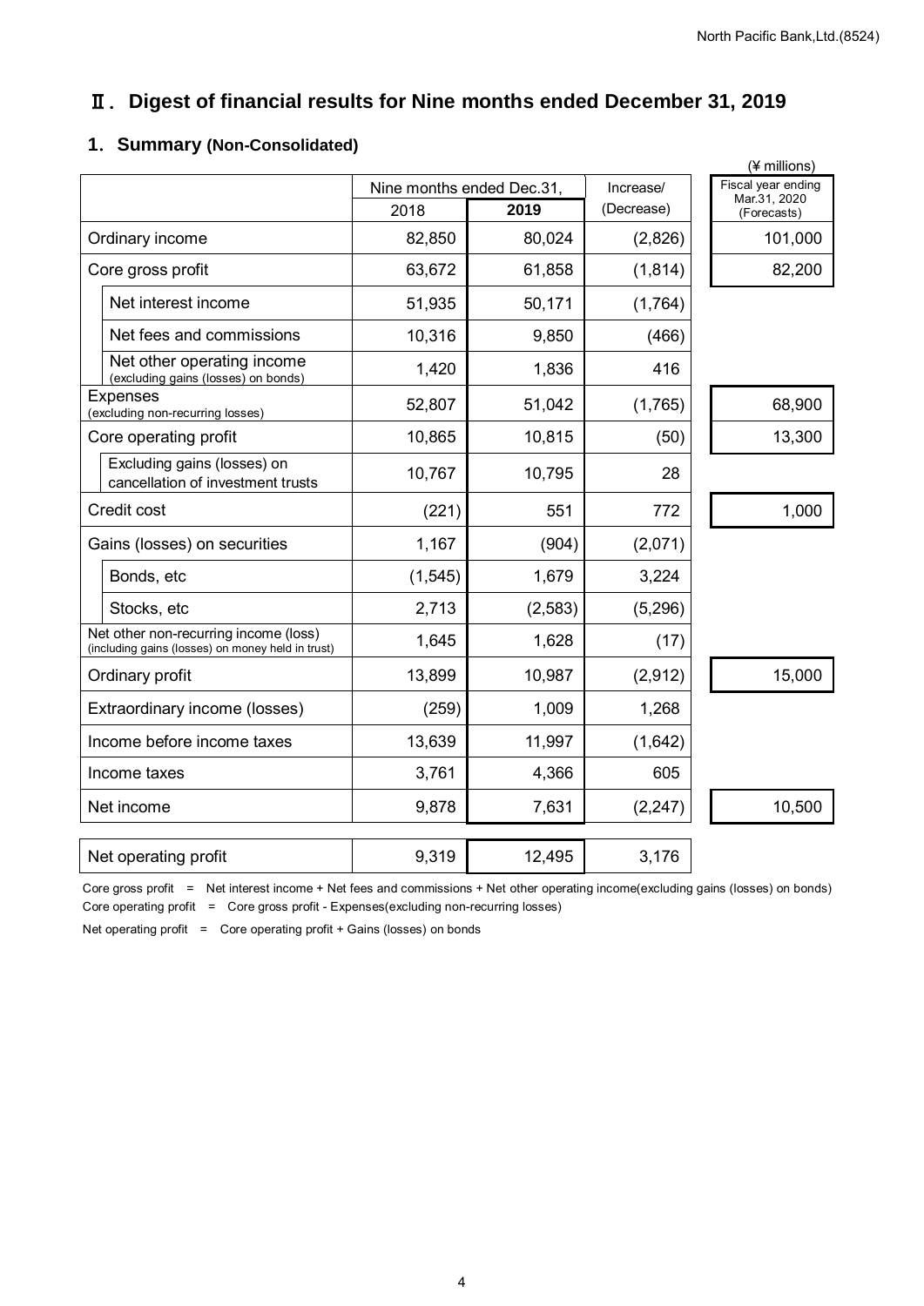# Ⅱ. Digest of financial results for Nine months ended December 31, 2019

## 1. Summary (Non-Consolidated)

(¥ millions)

| | Nine months ended Dec.31, 2018 | Nine months ended Dec.31, 2019 | Increase/ (Decrease) | Fiscal year ending Mar.31, 2020 (Forecasts) |
|---|---|---|---|---|
| Ordinary income | 82,850 | 80,024 | (2,826) | 101,000 |
| Core gross profit | 63,672 | 61,858 | (1,814) | 82,200 |
| Net interest income | 51,935 | 50,171 | (1,764) | |
| Net fees and commissions | 10,316 | 9,850 | (466) | |
| Net other operating income (excluding gains (losses) on bonds) | 1,420 | 1,836 | 416 | |
| Expenses (excluding non-recurring losses) | 52,807 | 51,042 | (1,765) | 68,900 |
| Core operating profit | 10,865 | 10,815 | (50) | 13,300 |
| Excluding gains (losses) on cancellation of investment trusts | 10,767 | 10,795 | 28 | |
| Credit cost | (221) | 551 | 772 | 1,000 |
| Gains (losses) on securities | 1,167 | (904) | (2,071) | |
| Bonds, etc | (1,545) | 1,679 | 3,224 | |
| Stocks, etc | 2,713 | (2,583) | (5,296) | |
| Net other non-recurring income (loss) (including gains (losses) on money held in trust) | 1,645 | 1,628 | (17) | |
| Ordinary profit | 13,899 | 10,987 | (2,912) | 15,000 |
| Extraordinary income (losses) | (259) | 1,009 | 1,268 | |
| Income before income taxes | 13,639 | 11,997 | (1,642) | |
| Income taxes | 3,761 | 4,366 | 605 | |
| Net income | 9,878 | 7,631 | (2,247) | 10,500 |
| Net operating profit | 9,319 | 12,495 | 3,176 | |

Core gross profit = Net interest income + Net fees and commissions + Net other operating income(excluding gains (losses) on bonds)

Core operating profit = Core gross profit - Expenses(excluding non-recurring losses)

Net operating profit = Core operating profit + Gains (losses) on bonds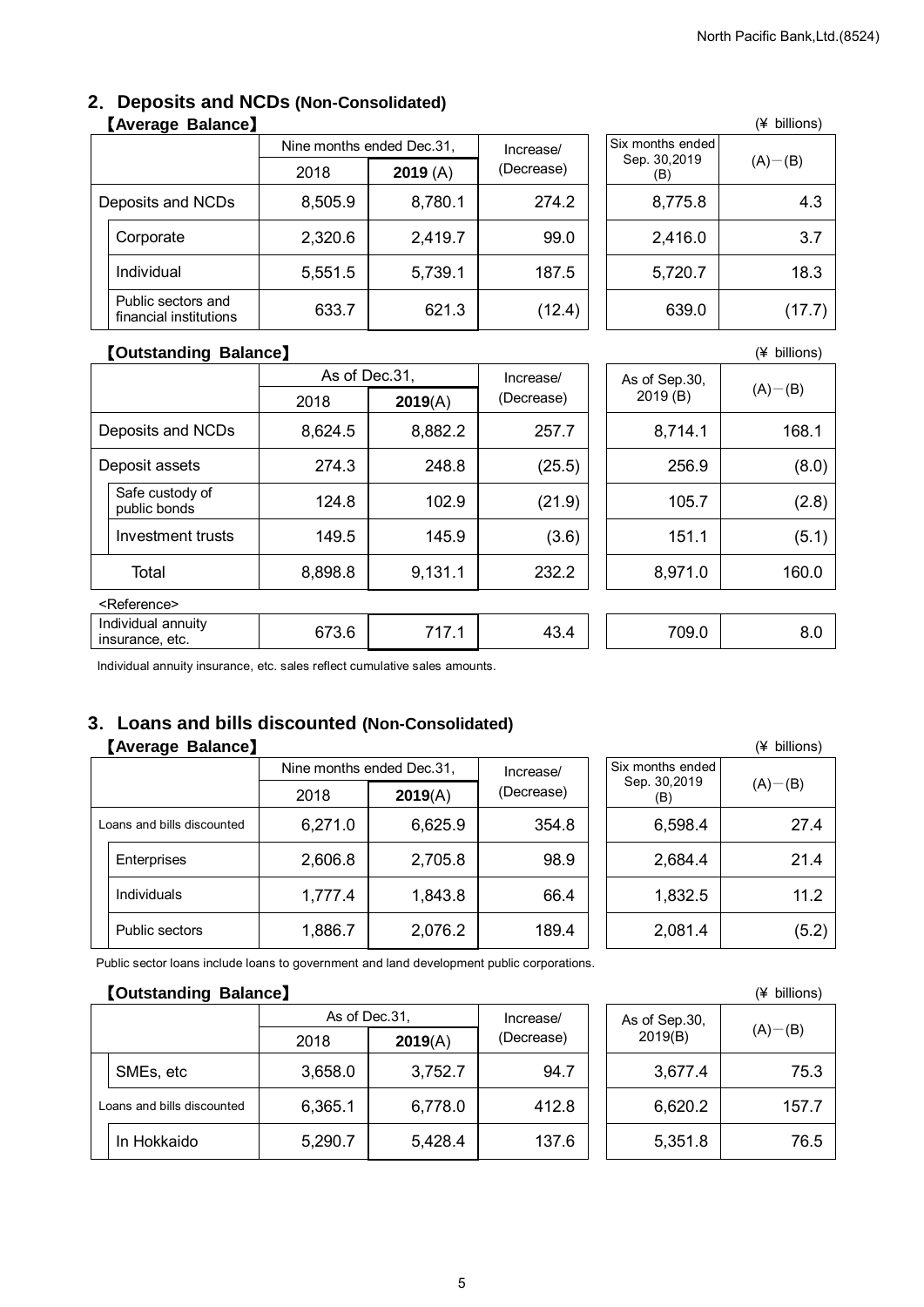## 2. Deposits and NCDs (Non-Consolidated)

**【Average Balance】** (¥ billions)

| | Nine months ended Dec.31, 2018 | Nine months ended Dec.31, 2019 (A) | Increase/ (Decrease) | Six months ended Sep. 30,2019 (B) | (A)−(B) |
|---|---|---|---|---|---|
| Deposits and NCDs | 8,505.9 | 8,780.1 | 274.2 | 8,775.8 | 4.3 |
| Corporate | 2,320.6 | 2,419.7 | 99.0 | 2,416.0 | 3.7 |
| Individual | 5,551.5 | 5,739.1 | 187.5 | 5,720.7 | 18.3 |
| Public sectors and financial institutions | 633.7 | 621.3 | (12.4) | 639.0 | (17.7) |

**【Outstanding Balance】** (¥ billions)

| | As of Dec.31, 2018 | As of Dec.31, 2019(A) | Increase/ (Decrease) | As of Sep.30, 2019 (B) | (A)−(B) |
|---|---|---|---|---|---|
| Deposits and NCDs | 8,624.5 | 8,882.2 | 257.7 | 8,714.1 | 168.1 |
| Deposit assets | 274.3 | 248.8 | (25.5) | 256.9 | (8.0) |
| Safe custody of public bonds | 124.8 | 102.9 | (21.9) | 105.7 | (2.8) |
| Investment trusts | 149.5 | 145.9 | (3.6) | 151.1 | (5.1) |
| Total | 8,898.8 | 9,131.1 | 232.2 | 8,971.0 | 160.0 |
| <Reference> | | | | | |
| Individual annuity insurance, etc. | 673.6 | 717.1 | 43.4 | 709.0 | 8.0 |

Individual annuity insurance, etc. sales reflect cumulative sales amounts.

## 3. Loans and bills discounted (Non-Consolidated)

**【Average Balance】** (¥ billions)

| | Nine months ended Dec.31, 2018 | Nine months ended Dec.31, 2019(A) | Increase/ (Decrease) | Six months ended Sep. 30,2019 (B) | (A)−(B) |
|---|---|---|---|---|---|
| Loans and bills discounted | 6,271.0 | 6,625.9 | 354.8 | 6,598.4 | 27.4 |
| Enterprises | 2,606.8 | 2,705.8 | 98.9 | 2,684.4 | 21.4 |
| Individuals | 1,777.4 | 1,843.8 | 66.4 | 1,832.5 | 11.2 |
| Public sectors | 1,886.7 | 2,076.2 | 189.4 | 2,081.4 | (5.2) |

Public sector loans include loans to government and land development public corporations.

**【Outstanding Balance】** (¥ billions)

| | As of Dec.31, 2018 | As of Dec.31, 2019(A) | Increase/ (Decrease) | As of Sep.30, 2019(B) | (A)−(B) |
|---|---|---|---|---|---|
| SMEs, etc | 3,658.0 | 3,752.7 | 94.7 | 3,677.4 | 75.3 |
| Loans and bills discounted | 6,365.1 | 6,778.0 | 412.8 | 6,620.2 | 157.7 |
| In Hokkaido | 5,290.7 | 5,428.4 | 137.6 | 5,351.8 | 76.5 |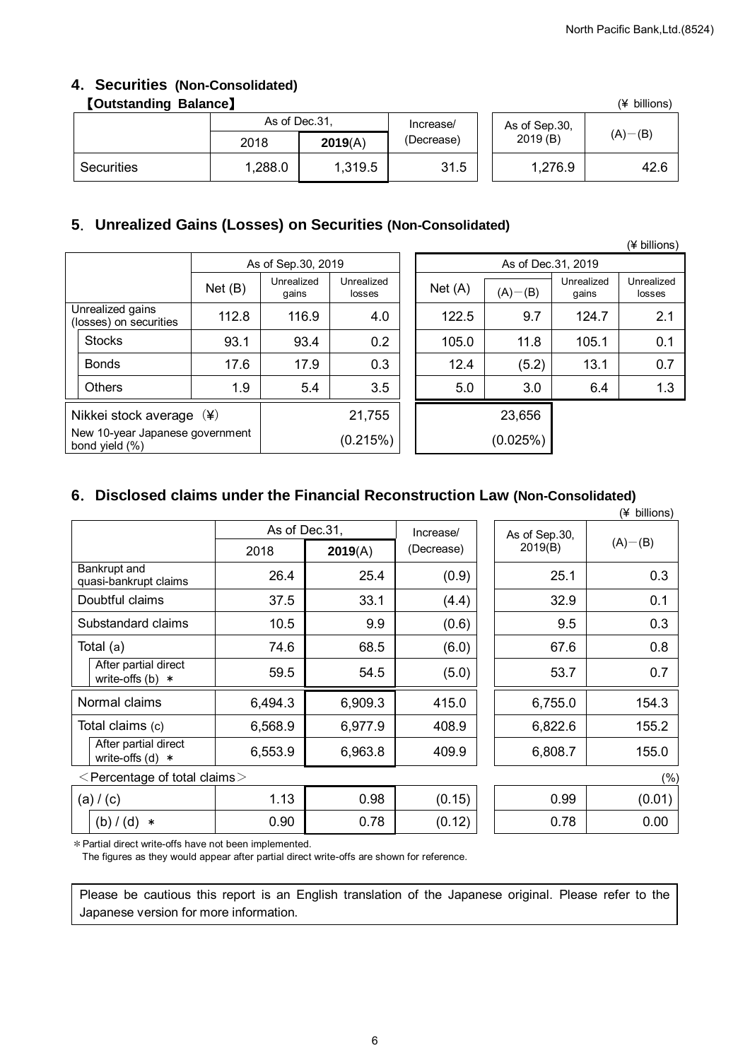## 4. Securities (Non-Consolidated)

**【Outstanding Balance】**

(¥ billions)

| | As of Dec.31, 2018 | As of Dec.31, 2019(A) | Increase/ (Decrease) | As of Sep.30, 2019 (B) | (A)−(B) |
|---|---|---|---|---|---|
| Securities | 1,288.0 | 1,319.5 | 31.5 | 1,276.9 | 42.6 |

## 5. Unrealized Gains (Losses) on Securities (Non-Consolidated)

(¥ billions)

| | As of Sep.30, 2019 | | | As of Dec.31, 2019 | | | |
|---|---|---|---|---|---|---|---|
| | Net (B) | Unrealized gains | Unrealized losses | Net (A) | (A)−(B) | Unrealized gains | Unrealized losses |
| Unrealized gains (losses) on securities | 112.8 | 116.9 | 4.0 | 122.5 | 9.7 | 124.7 | 2.1 |
| Stocks | 93.1 | 93.4 | 0.2 | 105.0 | 11.8 | 105.1 | 0.1 |
| Bonds | 17.6 | 17.9 | 0.3 | 12.4 | (5.2) | 13.1 | 0.7 |
| Others | 1.9 | 5.4 | 3.5 | 5.0 | 3.0 | 6.4 | 1.3 |

| | As of Sep.30, 2019 | As of Dec.31, 2019 |
|---|---|---|
| Nikkei stock average (¥) | 21,755 | 23,656 |
| New 10-year Japanese government bond yield (%) | (0.215%) | (0.025%) |

## 6. Disclosed claims under the Financial Reconstruction Law (Non-Consolidated)

(¥ billions)

| | As of Dec.31, 2018 | As of Dec.31, 2019(A) | Increase/ (Decrease) | As of Sep.30, 2019(B) | (A)−(B) |
|---|---|---|---|---|---|
| Bankrupt and quasi-bankrupt claims | 26.4 | 25.4 | (0.9) | 25.1 | 0.3 |
| Doubtful claims | 37.5 | 33.1 | (4.4) | 32.9 | 0.1 |
| Substandard claims | 10.5 | 9.9 | (0.6) | 9.5 | 0.3 |
| Total (a) | 74.6 | 68.5 | (6.0) | 67.6 | 0.8 |
| After partial direct write-offs (b) * | 59.5 | 54.5 | (5.0) | 53.7 | 0.7 |
| Normal claims | 6,494.3 | 6,909.3 | 415.0 | 6,755.0 | 154.3 |
| Total claims (c) | 6,568.9 | 6,977.9 | 408.9 | 6,822.6 | 155.2 |
| After partial direct write-offs (d) * | 6,553.9 | 6,963.8 | 409.9 | 6,808.7 | 155.0 |

＜Percentage of total claims＞ (%)

| | As of Dec.31, 2018 | As of Dec.31, 2019(A) | Increase/ (Decrease) | As of Sep.30, 2019(B) | (A)−(B) |
|---|---|---|---|---|---|
| (a) / (c) | 1.13 | 0.98 | (0.15) | 0.99 | (0.01) |
| (b) / (d) * | 0.90 | 0.78 | (0.12) | 0.78 | 0.00 |

* Partial direct write-offs have not been implemented.
The figures as they would appear after partial direct write-offs are shown for reference.

Please be cautious this report is an English translation of the Japanese original. Please refer to the Japanese version for more information.